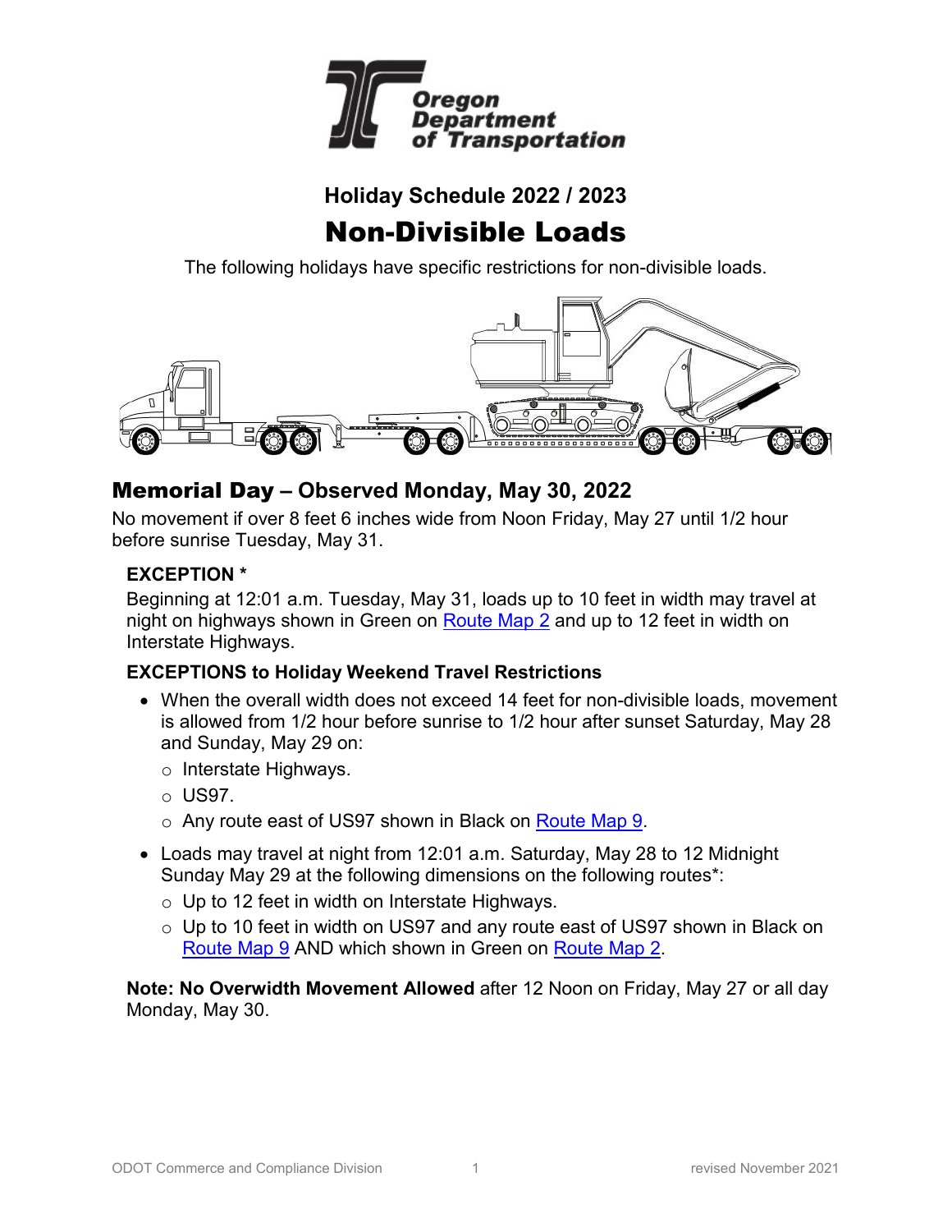Oregon Department of Transportation

## Holiday Schedule 2022 / 2023

# Non-Divisible Loads

The following holidays have specific restrictions for non-divisible loads.

## Memorial Day – Observed Monday, May 30, 2022

No movement if over 8 feet 6 inches wide from Noon Friday, May 27 until 1/2 hour before sunrise Tuesday, May 31.

**EXCEPTION ***

Beginning at 12:01 a.m. Tuesday, May 31, loads up to 10 feet in width may travel at night on highways shown in Green on Route Map 2 and up to 12 feet in width on Interstate Highways.

**EXCEPTIONS to Holiday Weekend Travel Restrictions**

- When the overall width does not exceed 14 feet for non-divisible loads, movement is allowed from 1/2 hour before sunrise to 1/2 hour after sunset Saturday, May 28 and Sunday, May 29 on:
  - Interstate Highways.
  - US97.
  - Any route east of US97 shown in Black on Route Map 9.
- Loads may travel at night from 12:01 a.m. Saturday, May 28 to 12 Midnight Sunday May 29 at the following dimensions on the following routes*:
  - Up to 12 feet in width on Interstate Highways.
  - Up to 10 feet in width on US97 and any route east of US97 shown in Black on Route Map 9 AND which shown in Green on Route Map 2.

**Note: No Overwidth Movement Allowed** after 12 Noon on Friday, May 27 or all day Monday, May 30.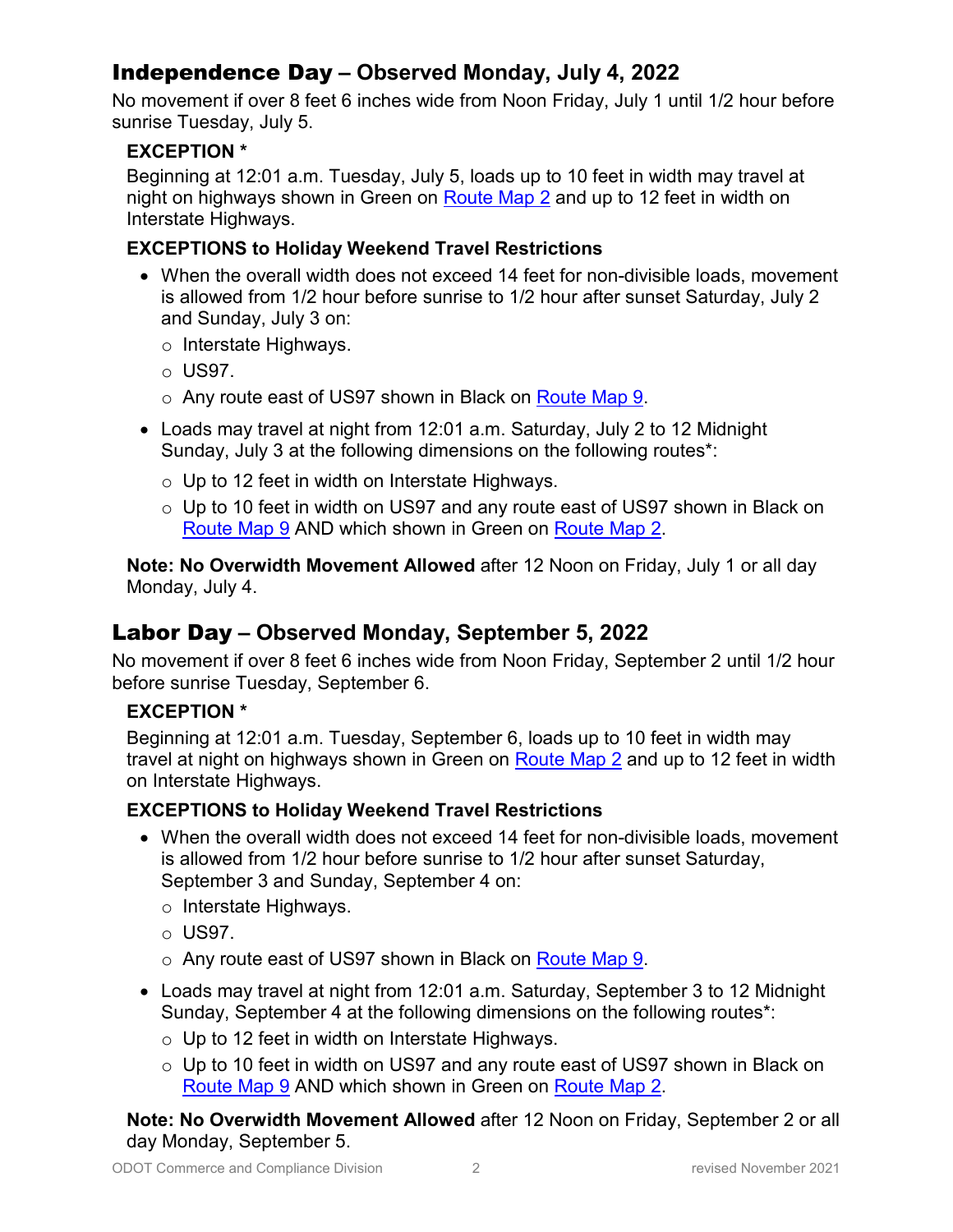## Independence Day – Observed Monday, July 4, 2022

No movement if over 8 feet 6 inches wide from Noon Friday, July 1 until 1/2 hour before sunrise Tuesday, July 5.

### EXCEPTION *

Beginning at 12:01 a.m. Tuesday, July 5, loads up to 10 feet in width may travel at night on highways shown in Green on Route Map 2 and up to 12 feet in width on Interstate Highways.

### EXCEPTIONS to Holiday Weekend Travel Restrictions

- When the overall width does not exceed 14 feet for non-divisible loads, movement is allowed from 1/2 hour before sunrise to 1/2 hour after sunset Saturday, July 2 and Sunday, July 3 on:
  - Interstate Highways.
  - US97.
  - Any route east of US97 shown in Black on Route Map 9.
- Loads may travel at night from 12:01 a.m. Saturday, July 2 to 12 Midnight Sunday, July 3 at the following dimensions on the following routes*:
  - Up to 12 feet in width on Interstate Highways.
  - Up to 10 feet in width on US97 and any route east of US97 shown in Black on Route Map 9 AND which shown in Green on Route Map 2.

**Note: No Overwidth Movement Allowed** after 12 Noon on Friday, July 1 or all day Monday, July 4.

## Labor Day – Observed Monday, September 5, 2022

No movement if over 8 feet 6 inches wide from Noon Friday, September 2 until 1/2 hour before sunrise Tuesday, September 6.

### EXCEPTION *

Beginning at 12:01 a.m. Tuesday, September 6, loads up to 10 feet in width may travel at night on highways shown in Green on Route Map 2 and up to 12 feet in width on Interstate Highways.

### EXCEPTIONS to Holiday Weekend Travel Restrictions

- When the overall width does not exceed 14 feet for non-divisible loads, movement is allowed from 1/2 hour before sunrise to 1/2 hour after sunset Saturday, September 3 and Sunday, September 4 on:
  - Interstate Highways.
  - US97.
  - Any route east of US97 shown in Black on Route Map 9.
- Loads may travel at night from 12:01 a.m. Saturday, September 3 to 12 Midnight Sunday, September 4 at the following dimensions on the following routes*:
  - Up to 12 feet in width on Interstate Highways.
  - Up to 10 feet in width on US97 and any route east of US97 shown in Black on Route Map 9 AND which shown in Green on Route Map 2.

**Note: No Overwidth Movement Allowed** after 12 Noon on Friday, September 2 or all day Monday, September 5.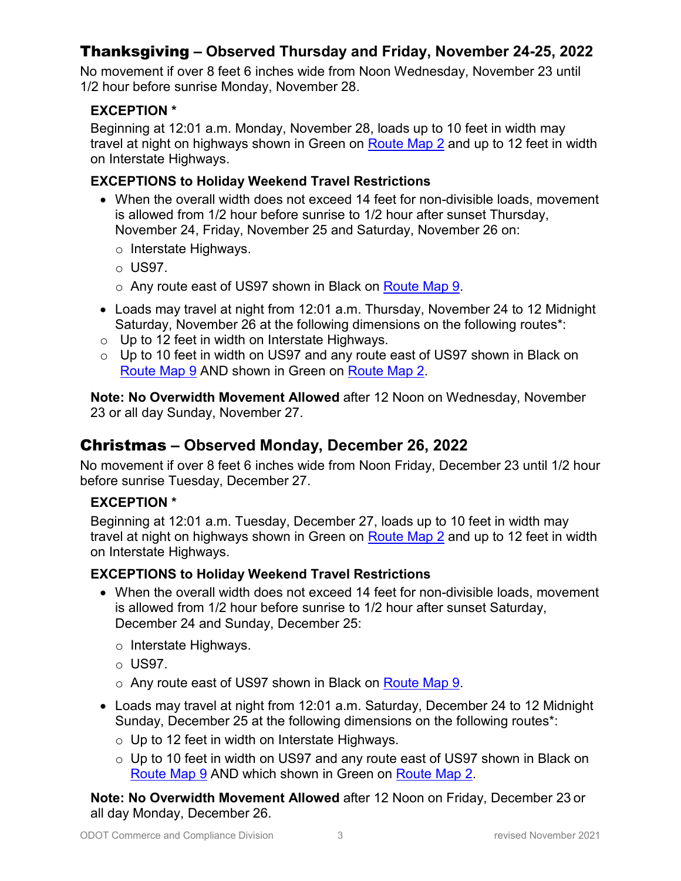## Thanksgiving – Observed Thursday and Friday, November 24-25, 2022

No movement if over 8 feet 6 inches wide from Noon Wednesday, November 23 until 1/2 hour before sunrise Monday, November 28.

**EXCEPTION ***

Beginning at 12:01 a.m. Monday, November 28, loads up to 10 feet in width may travel at night on highways shown in Green on Route Map 2 and up to 12 feet in width on Interstate Highways.

**EXCEPTIONS to Holiday Weekend Travel Restrictions**

- When the overall width does not exceed 14 feet for non-divisible loads, movement is allowed from 1/2 hour before sunrise to 1/2 hour after sunset Thursday, November 24, Friday, November 25 and Saturday, November 26 on:
  - Interstate Highways.
  - US97.
  - Any route east of US97 shown in Black on Route Map 9.
- Loads may travel at night from 12:01 a.m. Thursday, November 24 to 12 Midnight Saturday, November 26 at the following dimensions on the following routes*:
  - Up to 12 feet in width on Interstate Highways.
  - Up to 10 feet in width on US97 and any route east of US97 shown in Black on Route Map 9 AND shown in Green on Route Map 2.

**Note: No Overwidth Movement Allowed** after 12 Noon on Wednesday, November 23 or all day Sunday, November 27.

## Christmas – Observed Monday, December 26, 2022

No movement if over 8 feet 6 inches wide from Noon Friday, December 23 until 1/2 hour before sunrise Tuesday, December 27.

**EXCEPTION ***

Beginning at 12:01 a.m. Tuesday, December 27, loads up to 10 feet in width may travel at night on highways shown in Green on Route Map 2 and up to 12 feet in width on Interstate Highways.

**EXCEPTIONS to Holiday Weekend Travel Restrictions**

- When the overall width does not exceed 14 feet for non-divisible loads, movement is allowed from 1/2 hour before sunrise to 1/2 hour after sunset Saturday, December 24 and Sunday, December 25:
  - Interstate Highways.
  - US97.
  - Any route east of US97 shown in Black on Route Map 9.
- Loads may travel at night from 12:01 a.m. Saturday, December 24 to 12 Midnight Sunday, December 25 at the following dimensions on the following routes*:
  - Up to 12 feet in width on Interstate Highways.
  - Up to 10 feet in width on US97 and any route east of US97 shown in Black on Route Map 9 AND which shown in Green on Route Map 2.

**Note: No Overwidth Movement Allowed** after 12 Noon on Friday, December 23 or all day Monday, December 26.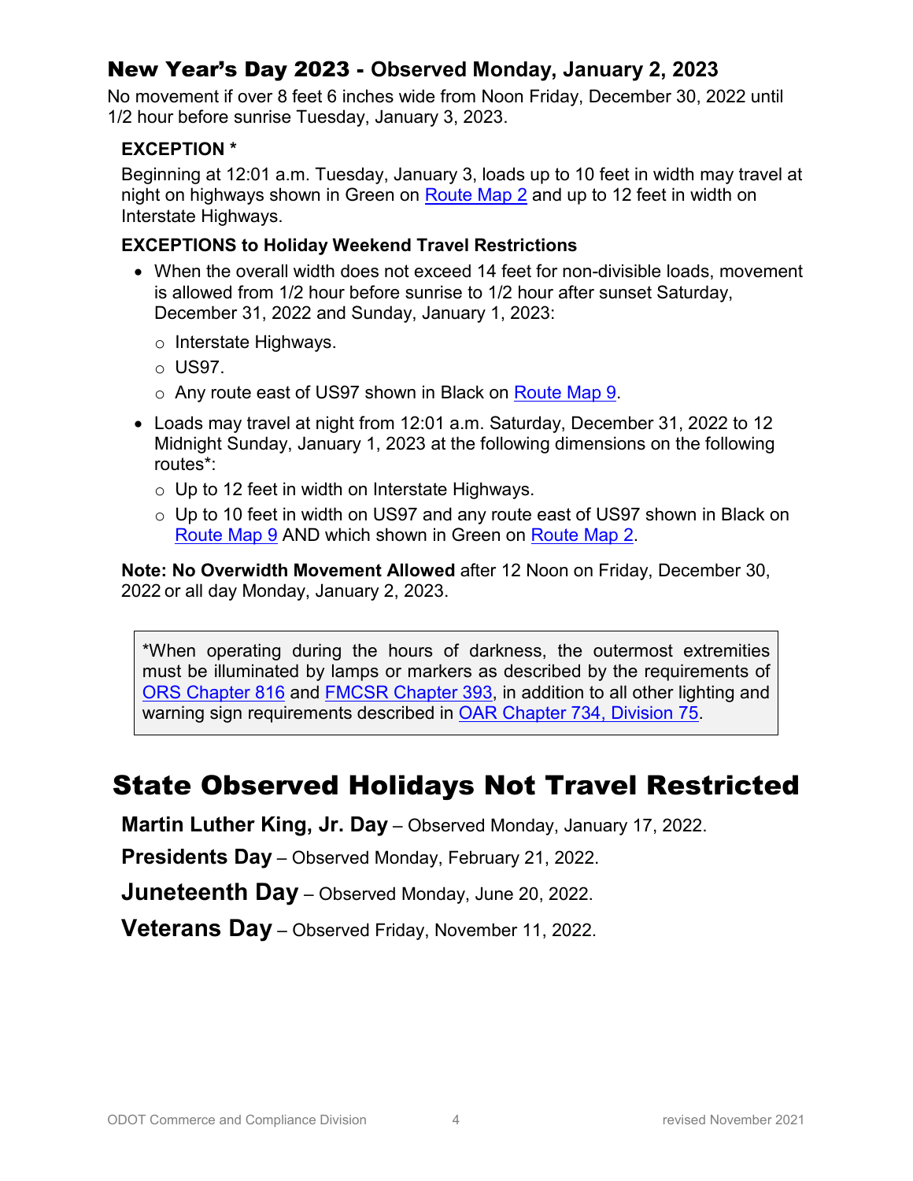## New Year's Day 2023 - Observed Monday, January 2, 2023

No movement if over 8 feet 6 inches wide from Noon Friday, December 30, 2022 until 1/2 hour before sunrise Tuesday, January 3, 2023.

**EXCEPTION ***

Beginning at 12:01 a.m. Tuesday, January 3, loads up to 10 feet in width may travel at night on highways shown in Green on Route Map 2 and up to 12 feet in width on Interstate Highways.

**EXCEPTIONS to Holiday Weekend Travel Restrictions**

- When the overall width does not exceed 14 feet for non-divisible loads, movement is allowed from 1/2 hour before sunrise to 1/2 hour after sunset Saturday, December 31, 2022 and Sunday, January 1, 2023:
  - Interstate Highways.
  - US97.
  - Any route east of US97 shown in Black on Route Map 9.
- Loads may travel at night from 12:01 a.m. Saturday, December 31, 2022 to 12 Midnight Sunday, January 1, 2023 at the following dimensions on the following routes*:
  - Up to 12 feet in width on Interstate Highways.
  - Up to 10 feet in width on US97 and any route east of US97 shown in Black on Route Map 9 AND which shown in Green on Route Map 2.

**Note: No Overwidth Movement Allowed** after 12 Noon on Friday, December 30, 2022 or all day Monday, January 2, 2023.

> *When operating during the hours of darkness, the outermost extremities must be illuminated by lamps or markers as described by the requirements of ORS Chapter 816 and FMCSR Chapter 393, in addition to all other lighting and warning sign requirements described in OAR Chapter 734, Division 75.

# State Observed Holidays Not Travel Restricted

**Martin Luther King, Jr. Day** – Observed Monday, January 17, 2022.

**Presidents Day** – Observed Monday, February 21, 2022.

**Juneteenth Day** – Observed Monday, June 20, 2022.

**Veterans Day** – Observed Friday, November 11, 2022.